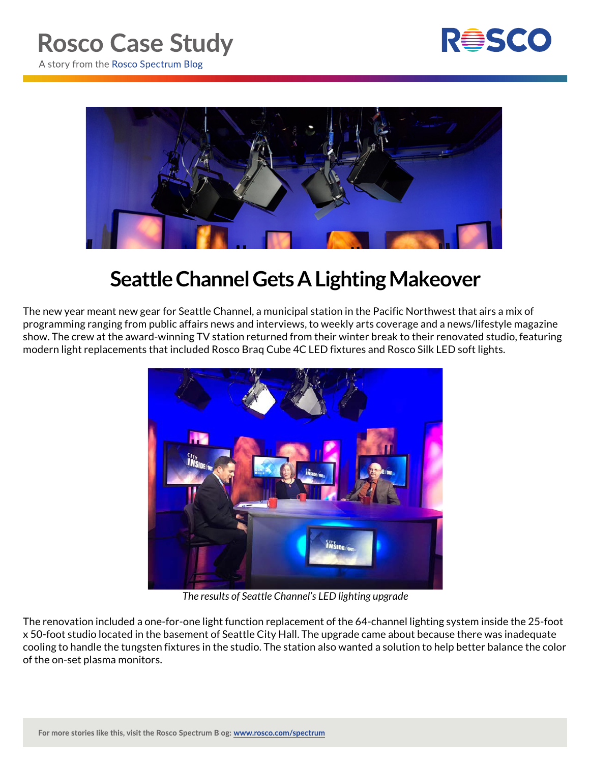# Rosco Case Study

A story from the Rosco Spectrum Blog

## Seattle Channel Gets A Lighting Makeover

The new year meant new gear for Seattle Channel, a municipal station in the Pacific Northwest that airs a mix of programming ranging from public affairs news and interviews, to weekly arts coverage and a news/lifestyle magazine show. The crew at the award-winning TV station returned from their winter break to their renovated studio, featuring modern light replacements that included Rosco Braq Cube 4C LED fixtures and Rosco Silk LED soft lights.

*The results of Seattle Channel's LED lighting upgrade*

The renovation included a one-for-one light function replacement of the 64-channel lighting system inside the 25-foot x 50-foot studio located in the basement of Seattle City Hall. The upgrade came about because there was inadequate cooling to handle the tungsten fixtures in the studio. The station also wanted a solution to help better balance the color of the on-set plasma monitors.

For more stories like this, visit the Rosco Spectrum Blog: www.rosco.com/spectrum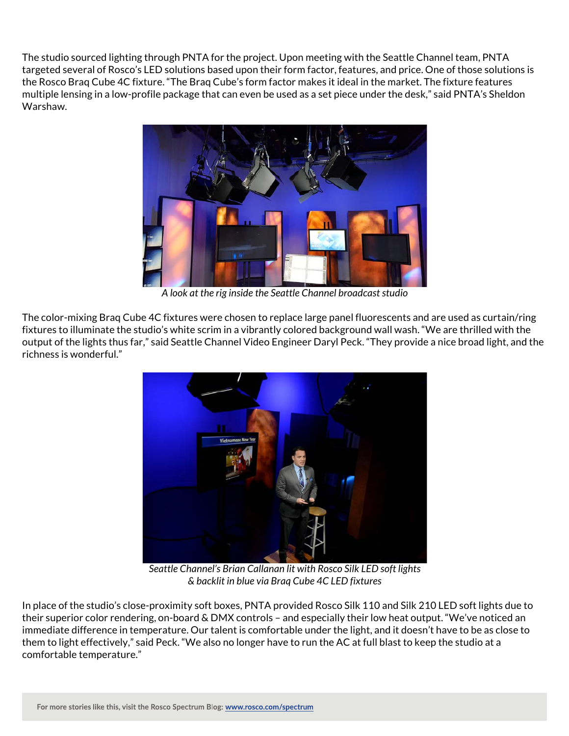The studio sourced lighting through PNTA for the project. Upon meeting with the Seattle Channel team, PNTA targeted several of Rosco's LED solutions based upon their form factor, features, and price. One of those solutions is the Rosco Braq Cube 4C fixture. "The Braq Cube's form factor makes it ideal in the market. The fixture features multiple lensing in a low-profile package that can even be used as a set piece under the desk," said PNTA's Sheldon Warshaw.

*A look at the rig inside the Seattle Channel broadcast studio*

The color-mixing Braq Cube 4C fixtures were chosen to replace large panel fluorescents and are used as curtain/ring fixtures to illuminate the studio's white scrim in a vibrantly colored background wall wash. "We are thrilled with the output of the lights thus far," said Seattle Channel Video Engineer Daryl Peck. "They provide a nice broad light, and the richness is wonderful."

*Seattle Channel's Brian Callanan lit with Rosco Silk LED soft lights & backlit in blue via Braq Cube 4C LED fixtures*

In place of the studio's close-proximity soft boxes, PNTA provided Rosco Silk 110 and Silk 210 LED soft lights due to their superior color rendering, on-board & DMX controls – and especially their low heat output. "We've noticed an immediate difference in temperature. Our talent is comfortable under the light, and it doesn't have to be as close to them to light effectively," said Peck. "We also no longer have to run the AC at full blast to keep the studio at a comfortable temperature."

**For more stories like this, visit the Rosco Spectrum Blog: www.rosco.com/spectrum**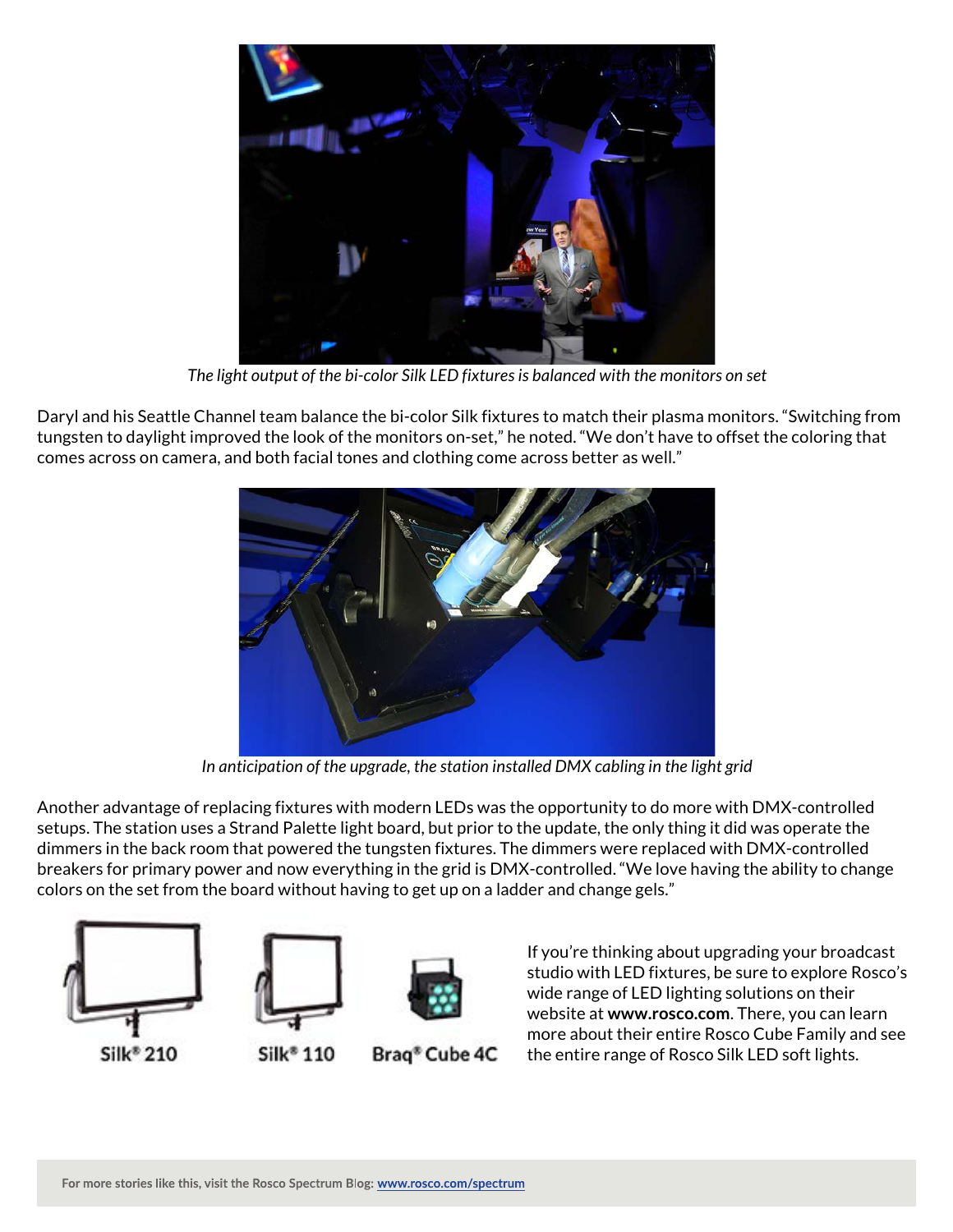*The light output of the bi-color Silk LED fixtures is balanced with the monitors on set*

Daryl and his Seattle Channel team balance the bi-color Silk fixtures to match their plasma monitors. "Switching from tungsten to daylight improved the look of the monitors on-set," he noted. "We don't have to offset the coloring that comes across on camera, and both facial tones and clothing come across better as well."

*In anticipation of the upgrade, the station installed DMX cabling in the light grid*

Another advantage of replacing fixtures with modern LEDs was the opportunity to do more with DMX-controlled setups. The station uses a Strand Palette light board, but prior to the update, the only thing it did was operate the dimmers in the back room that powered the tungsten fixtures. The dimmers were replaced with DMX-controlled breakers for primary power and now everything in the grid is DMX-controlled. "We love having the ability to change colors on the set from the board without having to get up on a ladder and change gels."

Silk® 210

Silk® 110

Braq® Cube 4C

If you're thinking about upgrading your broadcast studio with LED fixtures, be sure to explore Rosco's wide range of LED lighting solutions on their website at **www.rosco.com**. There, you can learn more about their entire Rosco Cube Family and see the entire range of Rosco Silk LED soft lights.

For more stories like this, visit the Rosco Spectrum Blog: www.rosco.com/spectrum